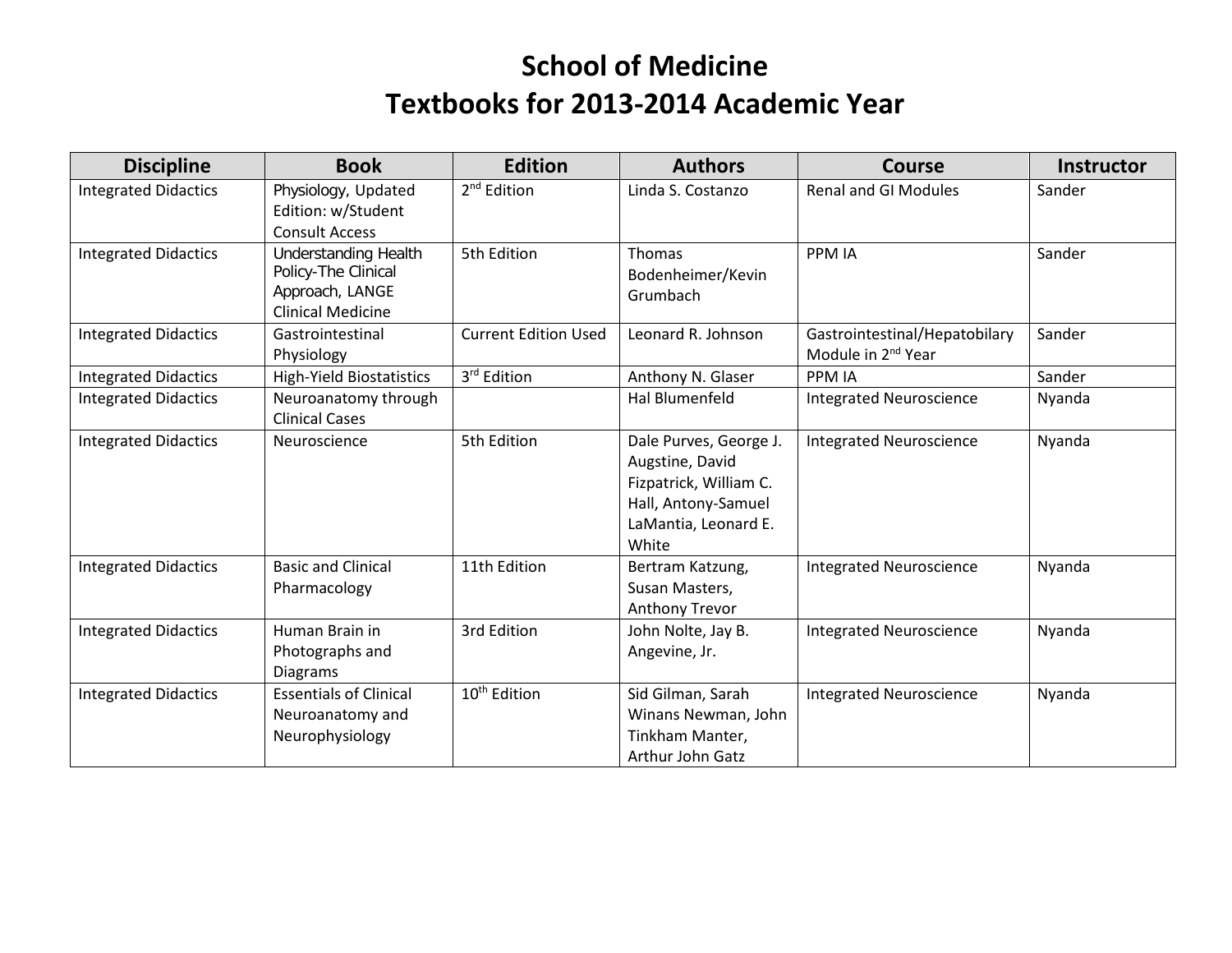# School of Medicine
# Textbooks for 2013-2014 Academic Year

| Discipline | Book | Edition | Authors | Course | Instructor |
|---|---|---|---|---|---|
| Integrated Didactics | Physiology, Updated Edition: w/Student Consult Access | 2nd Edition | Linda S. Costanzo | Renal and GI Modules | Sander |
| Integrated Didactics | Understanding Health Policy-The Clinical Approach, LANGE Clinical Medicine | 5th Edition | Thomas Bodenheimer/Kevin Grumbach | PPM IA | Sander |
| Integrated Didactics | Gastrointestinal Physiology | Current Edition Used | Leonard R. Johnson | Gastrointestinal/Hepatobilary Module in 2nd Year | Sander |
| Integrated Didactics | High-Yield Biostatistics | 3rd Edition | Anthony N. Glaser | PPM IA | Sander |
| Integrated Didactics | Neuroanatomy through Clinical Cases | | Hal Blumenfeld | Integrated Neuroscience | Nyanda |
| Integrated Didactics | Neuroscience | 5th Edition | Dale Purves, George J. Augstine, David Fizpatrick, William C. Hall, Antony-Samuel LaMantia, Leonard E. White | Integrated Neuroscience | Nyanda |
| Integrated Didactics | Basic and Clinical Pharmacology | 11th Edition | Bertram Katzung, Susan Masters, Anthony Trevor | Integrated Neuroscience | Nyanda |
| Integrated Didactics | Human Brain in Photographs and Diagrams | 3rd Edition | John Nolte, Jay B. Angevine, Jr. | Integrated Neuroscience | Nyanda |
| Integrated Didactics | Essentials of Clinical Neuroanatomy and Neurophysiology | 10th Edition | Sid Gilman, Sarah Winans Newman, John Tinkham Manter, Arthur John Gatz | Integrated Neuroscience | Nyanda |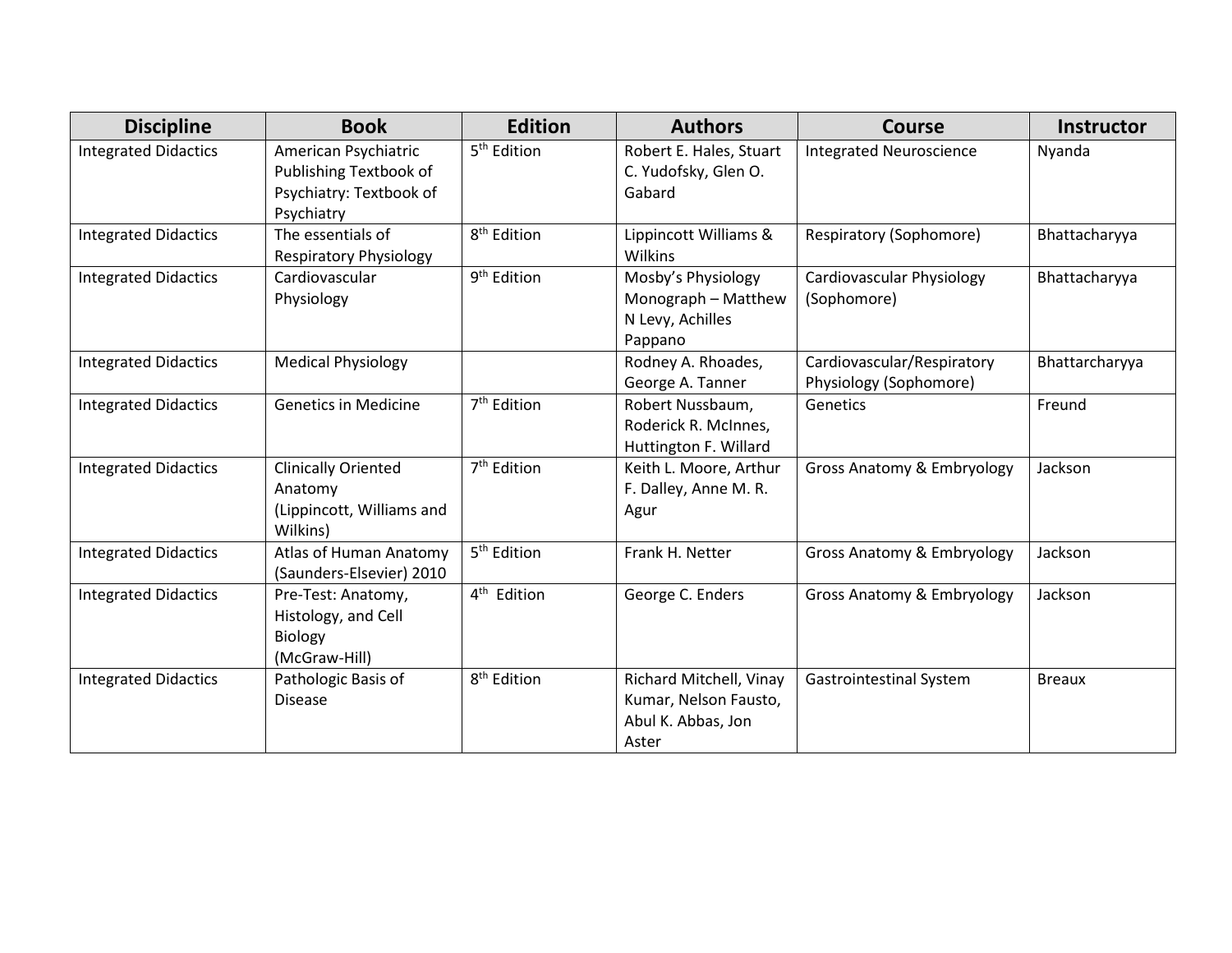| Discipline | Book | Edition | Authors | Course | Instructor |
|---|---|---|---|---|---|
| Integrated Didactics | American Psychiatric Publishing Textbook of Psychiatry: Textbook of Psychiatry | 5th Edition | Robert E. Hales, Stuart C. Yudofsky, Glen O. Gabard | Integrated Neuroscience | Nyanda |
| Integrated Didactics | The essentials of Respiratory Physiology | 8th Edition | Lippincott Williams & Wilkins | Respiratory (Sophomore) | Bhattacharyya |
| Integrated Didactics | Cardiovascular Physiology | 9th Edition | Mosby's Physiology Monograph – Matthew N Levy, Achilles Pappano | Cardiovascular Physiology (Sophomore) | Bhattacharyya |
| Integrated Didactics | Medical Physiology | | Rodney A. Rhoades, George A. Tanner | Cardiovascular/Respiratory Physiology (Sophomore) | Bhattarcharyya |
| Integrated Didactics | Genetics in Medicine | 7th Edition | Robert Nussbaum, Roderick R. McInnes, Huttington F. Willard | Genetics | Freund |
| Integrated Didactics | Clinically Oriented Anatomy (Lippincott, Williams and Wilkins) | 7th Edition | Keith L. Moore, Arthur F. Dalley, Anne M. R. Agur | Gross Anatomy & Embryology | Jackson |
| Integrated Didactics | Atlas of Human Anatomy (Saunders-Elsevier) 2010 | 5th Edition | Frank H. Netter | Gross Anatomy & Embryology | Jackson |
| Integrated Didactics | Pre-Test: Anatomy, Histology, and Cell Biology (McGraw-Hill) | 4th Edition | George C. Enders | Gross Anatomy & Embryology | Jackson |
| Integrated Didactics | Pathologic Basis of Disease | 8th Edition | Richard Mitchell, Vinay Kumar, Nelson Fausto, Abul K. Abbas, Jon Aster | Gastrointestinal System | Breaux |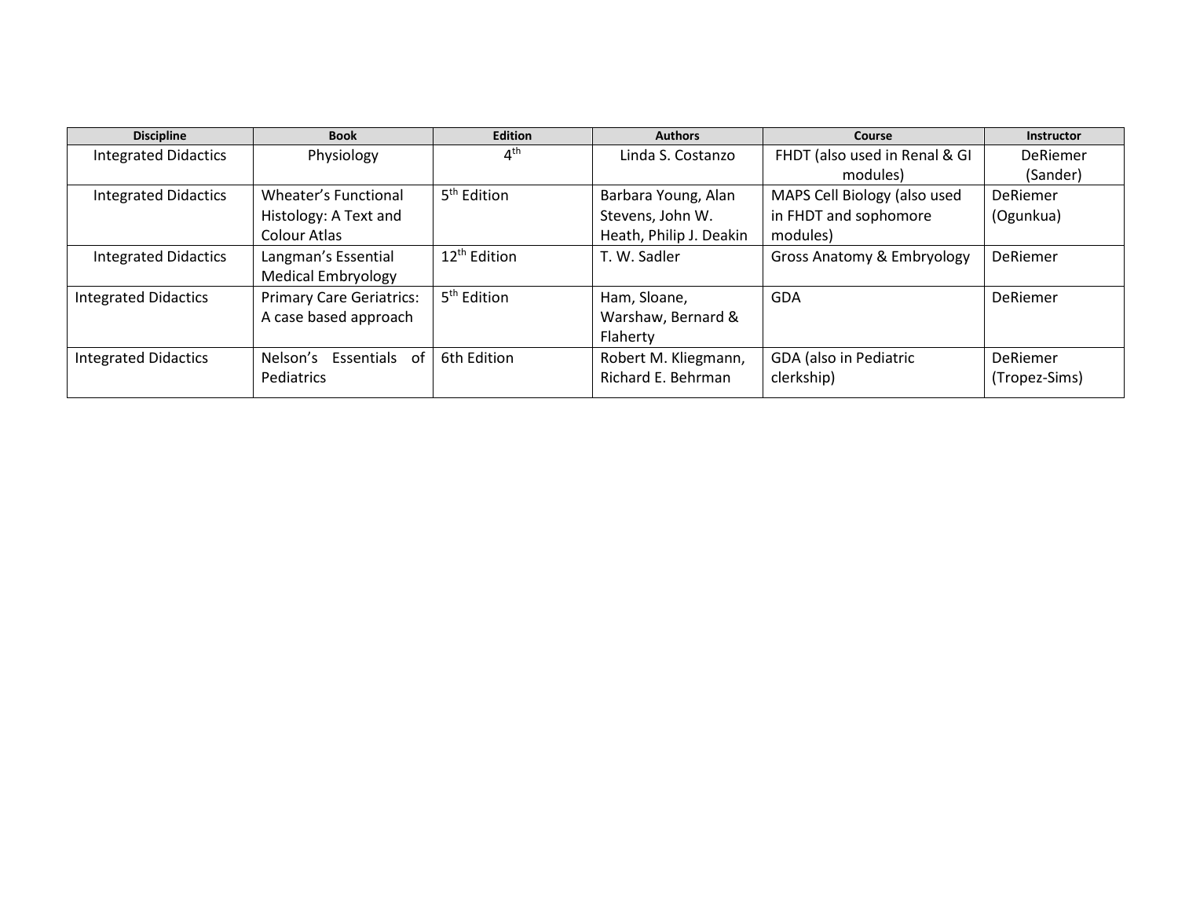| Discipline | Book | Edition | Authors | Course | Instructor |
| --- | --- | --- | --- | --- | --- |
| Integrated Didactics | Physiology | 4th | Linda S. Costanzo | FHDT (also used in Renal & GI modules) | DeRiemer (Sander) |
| Integrated Didactics | Wheater's Functional Histology: A Text and Colour Atlas | 5th Edition | Barbara Young, Alan Stevens, John W. Heath, Philip J. Deakin | MAPS Cell Biology (also used in FHDT and sophomore modules) | DeRiemer (Ogunkua) |
| Integrated Didactics | Langman's Essential Medical Embryology | 12th Edition | T. W. Sadler | Gross Anatomy & Embryology | DeRiemer |
| Integrated Didactics | Primary Care Geriatrics: A case based approach | 5th Edition | Ham, Sloane, Warshaw, Bernard & Flaherty | GDA | DeRiemer |
| Integrated Didactics | Nelson's Essentials of Pediatrics | 6th Edition | Robert M. Kliegmann, Richard E. Behrman | GDA (also in Pediatric clerkship) | DeRiemer (Tropez-Sims) |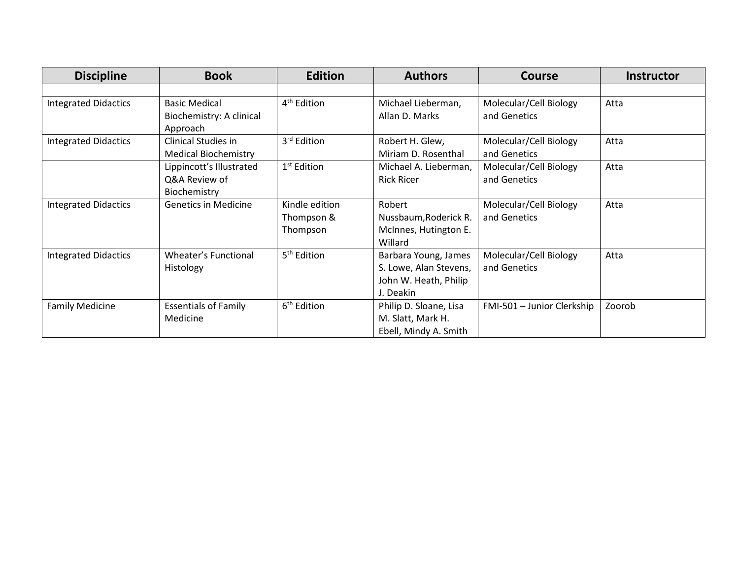| Discipline | Book | Edition | Authors | Course | Instructor |
|---|---|---|---|---|---|
| | | | | | |
| Integrated Didactics | Basic Medical Biochemistry: A clinical Approach | 4th Edition | Michael Lieberman, Allan D. Marks | Molecular/Cell Biology and Genetics | Atta |
| Integrated Didactics | Clinical Studies in Medical Biochemistry | 3rd Edition | Robert H. Glew, Miriam D. Rosenthal | Molecular/Cell Biology and Genetics | Atta |
| | Lippincott's Illustrated Q&A Review of Biochemistry | 1st Edition | Michael A. Lieberman, Rick Ricer | Molecular/Cell Biology and Genetics | Atta |
| Integrated Didactics | Genetics in Medicine | Kindle edition Thompson & Thompson | Robert Nussbaum,Roderick R. McInnes, Hutington E. Willard | Molecular/Cell Biology and Genetics | Atta |
| Integrated Didactics | Wheater's Functional Histology | 5th Edition | Barbara Young, James S. Lowe, Alan Stevens, John W. Heath, Philip J. Deakin | Molecular/Cell Biology and Genetics | Atta |
| Family Medicine | Essentials of Family Medicine | 6th Edition | Philip D. Sloane, Lisa M. Slatt, Mark H. Ebell, Mindy A. Smith | FMI-501 – Junior Clerkship | Zoorob |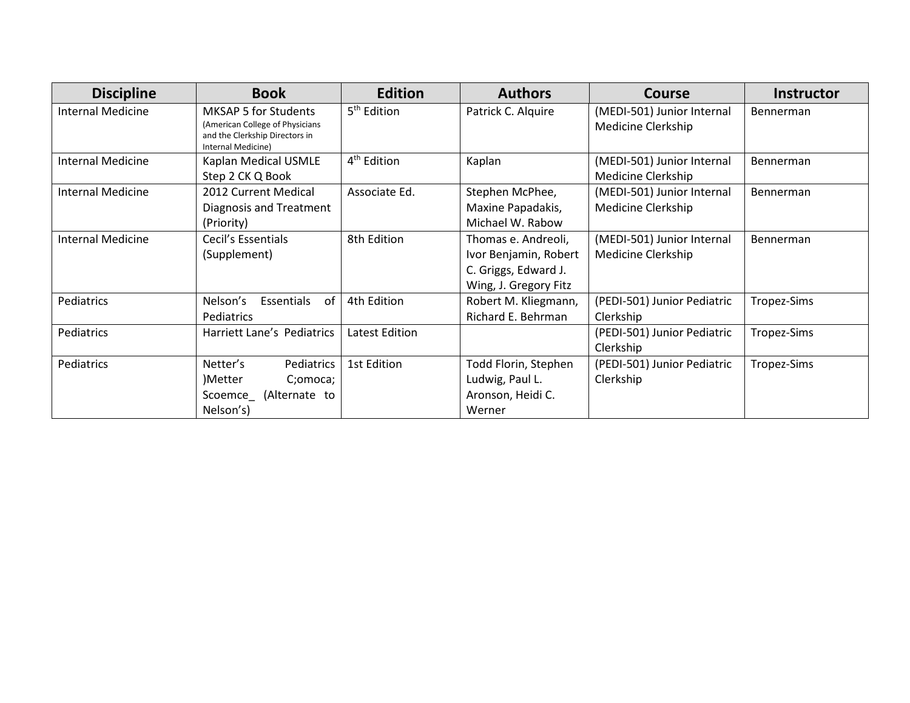| Discipline | Book | Edition | Authors | Course | Instructor |
|---|---|---|---|---|---|
| Internal Medicine | MKSAP 5 for Students (American College of Physicians and the Clerkship Directors in Internal Medicine) | 5th Edition | Patrick C. Alquire | (MEDI-501) Junior Internal Medicine Clerkship | Bennerman |
| Internal Medicine | Kaplan Medical USMLE Step 2 CK Q Book | 4th Edition | Kaplan | (MEDI-501) Junior Internal Medicine Clerkship | Bennerman |
| Internal Medicine | 2012 Current Medical Diagnosis and Treatment (Priority) | Associate Ed. | Stephen McPhee, Maxine Papadakis, Michael W. Rabow | (MEDI-501) Junior Internal Medicine Clerkship | Bennerman |
| Internal Medicine | Cecil's Essentials (Supplement) | 8th Edition | Thomas e. Andreoli, Ivor Benjamin, Robert C. Griggs, Edward J. Wing, J. Gregory Fitz | (MEDI-501) Junior Internal Medicine Clerkship | Bennerman |
| Pediatrics | Nelson's Essentials of Pediatrics | 4th Edition | Robert M. Kliegmann, Richard E. Behrman | (PEDI-501) Junior Pediatric Clerkship | Tropez-Sims |
| Pediatrics | Harriett Lane's Pediatrics | Latest Edition | | (PEDI-501) Junior Pediatric Clerkship | Tropez-Sims |
| Pediatrics | Netter's Pediatrics )Metter C;omoca; Scoemce_ (Alternate to Nelson's) | 1st Edition | Todd Florin, Stephen Ludwig, Paul L. Aronson, Heidi C. Werner | (PEDI-501) Junior Pediatric Clerkship | Tropez-Sims |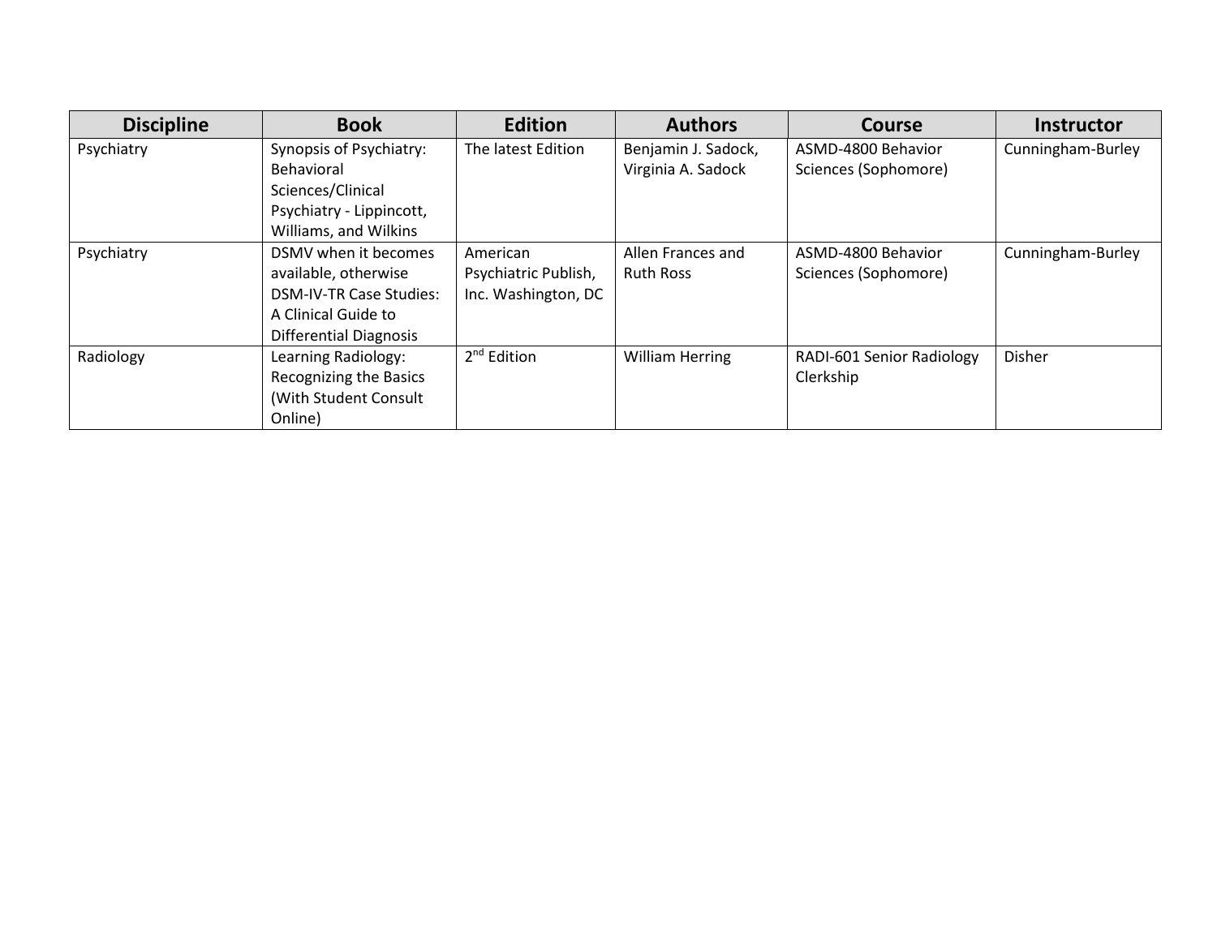| Discipline | Book | Edition | Authors | Course | Instructor |
| --- | --- | --- | --- | --- | --- |
| Psychiatry | Synopsis of Psychiatry: Behavioral Sciences/Clinical Psychiatry - Lippincott, Williams, and Wilkins | The latest Edition | Benjamin J. Sadock, Virginia A. Sadock | ASMD-4800 Behavior Sciences (Sophomore) | Cunningham-Burley |
| Psychiatry | DSMV when it becomes available, otherwise DSM-IV-TR Case Studies: A Clinical Guide to Differential Diagnosis | American Psychiatric Publish, Inc. Washington, DC | Allen Frances and Ruth Ross | ASMD-4800 Behavior Sciences (Sophomore) | Cunningham-Burley |
| Radiology | Learning Radiology: Recognizing the Basics (With Student Consult Online) | 2nd Edition | William Herring | RADI-601 Senior Radiology Clerkship | Disher |